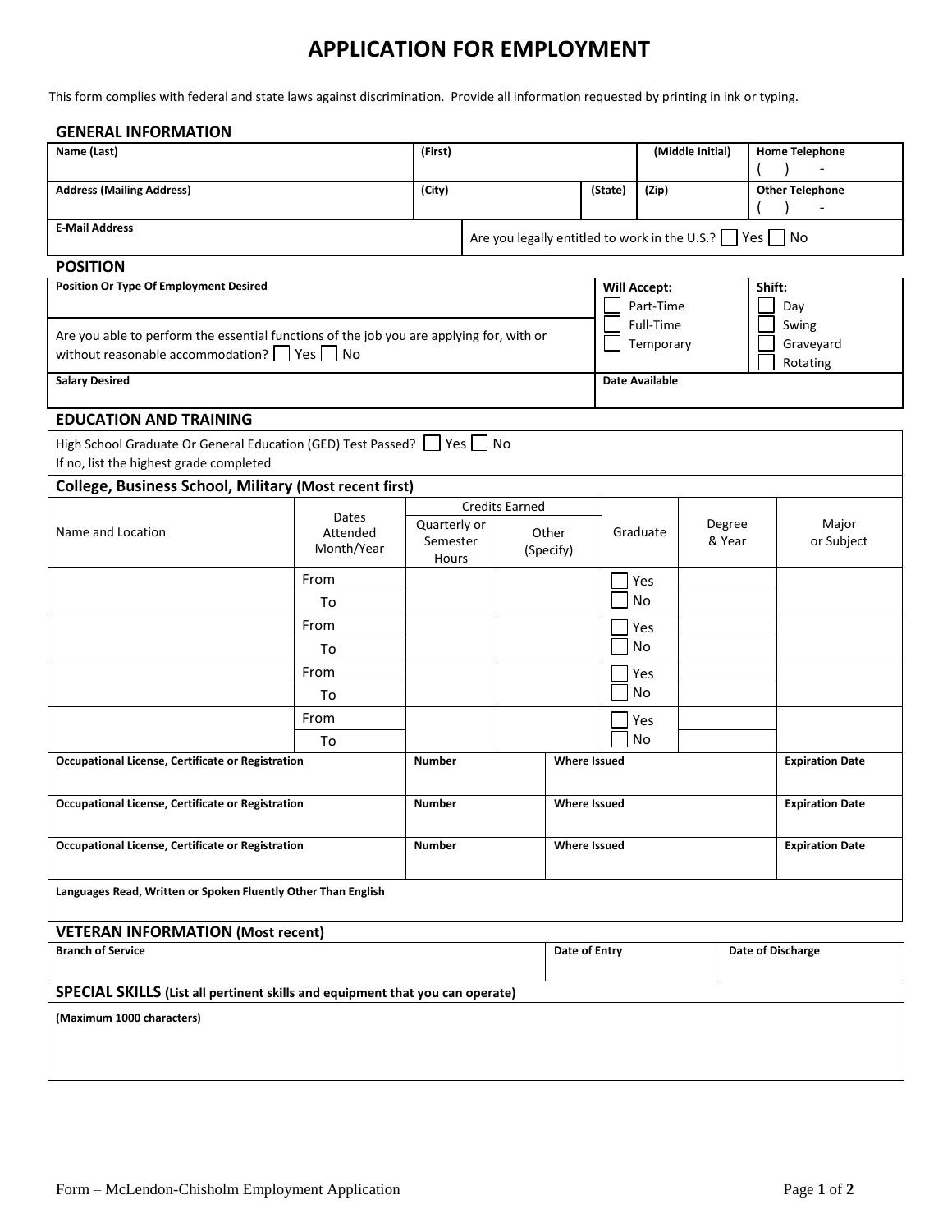# APPLICATION FOR EMPLOYMENT

This form complies with federal and state laws against discrimination. Provide all information requested by printing in ink or typing.

## GENERAL INFORMATION

| Name (Last) | (First) | | (Middle Initial) | Home Telephone<br>( ) - |
|---|---|---|---|---|
| **Address (Mailing Address)** | **(City)** | **(State)** | **(Zip)** | **Other Telephone**<br>( ) - |
| **E-Mail Address** | Are you legally entitled to work in the U.S.? ☐ Yes ☐ No | | | |

## POSITION

| Position Or Type Of Employment Desired | Will Accept: | Shift: |
|---|---|---|
| Are you able to perform the essential functions of the job you are applying for, with or without reasonable accommodation? ☐ Yes ☐ No | ☐ Part-Time<br>☐ Full-Time<br>☐ Temporary | ☐ Day<br>☐ Swing<br>☐ Graveyard<br>☐ Rotating |
| **Salary Desired** | **Date Available** | |

## EDUCATION AND TRAINING

High School Graduate Or General Education (GED) Test Passed? ☐ Yes ☐ No
If no, list the highest grade completed

### College, Business School, Military (Most recent first)

| Name and Location | Dates Attended Month/Year | Credits Earned | | Graduate | Degree & Year | Major or Subject |
|---|---|---|---|---|---|---|
| | | Quarterly or Semester Hours | Other (Specify) | | | |
| | From<br>To | | | ☐ Yes<br>☐ No | | |
| | From<br>To | | | ☐ Yes<br>☐ No | | |
| | From<br>To | | | ☐ Yes<br>☐ No | | |
| | From<br>To | | | ☐ Yes<br>☐ No | | |

| Occupational License, Certificate or Registration | Number | Where Issued | Expiration Date |
|---|---|---|---|
| **Occupational License, Certificate or Registration** | **Number** | **Where Issued** | **Expiration Date** |
| **Occupational License, Certificate or Registration** | **Number** | **Where Issued** | **Expiration Date** |

**Languages Read, Written or Spoken Fluently Other Than English**

## VETERAN INFORMATION (Most recent)

| Branch of Service | Date of Entry | Date of Discharge |
|---|---|---|
| | | |

## SPECIAL SKILLS (List all pertinent skills and equipment that you can operate)

**(Maximum 1000 characters)**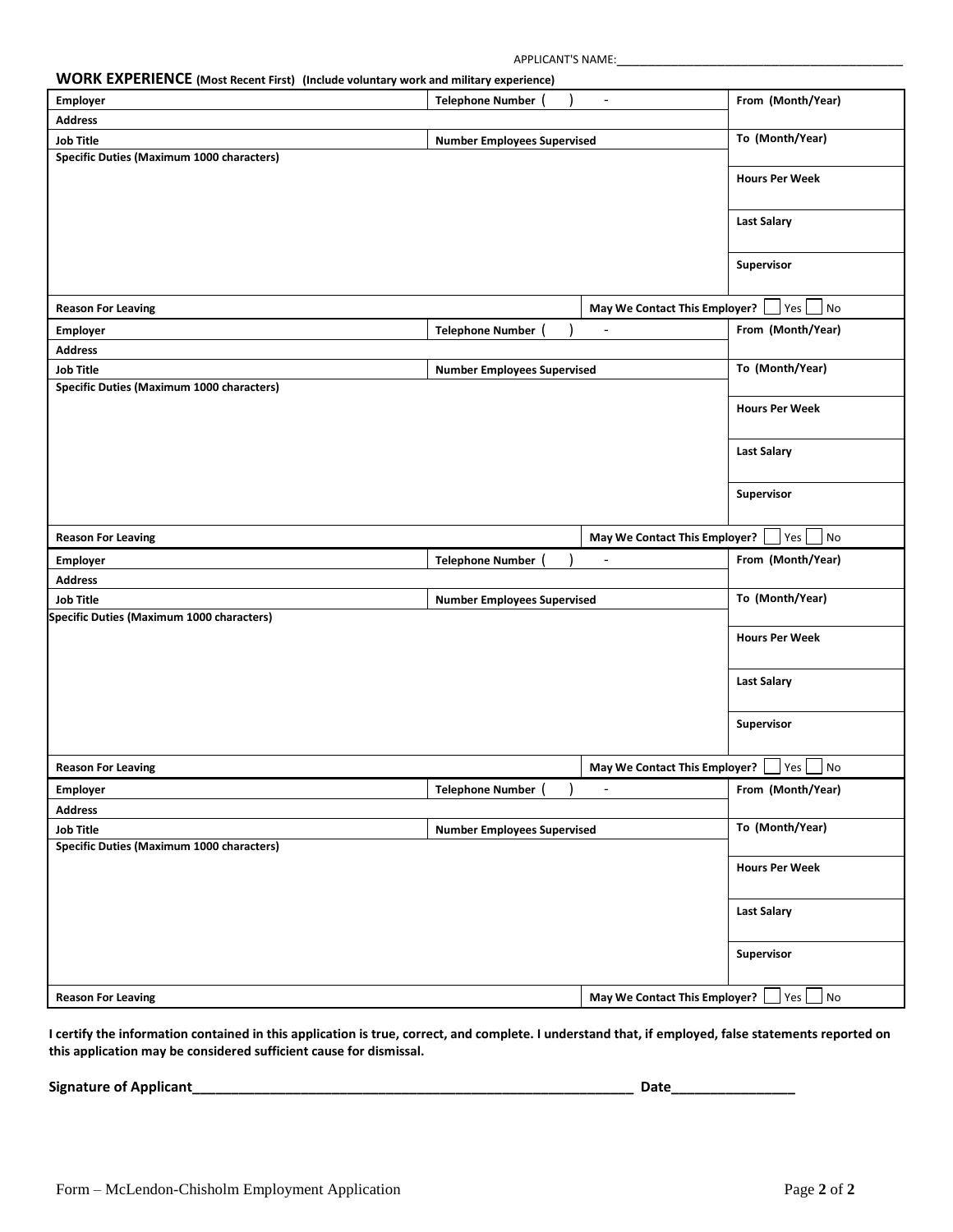APPLICANT'S NAME:____________________________________________

## WORK EXPERIENCE (Most Recent First) (Include voluntary work and military experience)

| | | |
|---|---|---|
| **Employer** | **Telephone Number** ( ) - | **From (Month/Year)** |
| **Address** | | |
| **Job Title** | **Number Employees Supervised** | **To (Month/Year)** |
| **Specific Duties (Maximum 1000 characters)** | | **Hours Per Week** |
| | | **Last Salary** |
| | | **Supervisor** |
| **Reason For Leaving** | **May We Contact This Employer?** ☐ Yes ☐ No | |

| | | |
|---|---|---|
| **Employer** | **Telephone Number** ( ) - | **From (Month/Year)** |
| **Address** | | |
| **Job Title** | **Number Employees Supervised** | **To (Month/Year)** |
| **Specific Duties (Maximum 1000 characters)** | | **Hours Per Week** |
| | | **Last Salary** |
| | | **Supervisor** |
| **Reason For Leaving** | **May We Contact This Employer?** ☐ Yes ☐ No | |

| | | |
|---|---|---|
| **Employer** | **Telephone Number** ( ) - | **From (Month/Year)** |
| **Address** | | |
| **Job Title** | **Number Employees Supervised** | **To (Month/Year)** |
| **Specific Duties (Maximum 1000 characters)** | | **Hours Per Week** |
| | | **Last Salary** |
| | | **Supervisor** |
| **Reason For Leaving** | **May We Contact This Employer?** ☐ Yes ☐ No | |

| | | |
|---|---|---|
| **Employer** | **Telephone Number** ( ) - | **From (Month/Year)** |
| **Address** | | |
| **Job Title** | **Number Employees Supervised** | **To (Month/Year)** |
| **Specific Duties (Maximum 1000 characters)** | | **Hours Per Week** |
| | | **Last Salary** |
| | | **Supervisor** |
| **Reason For Leaving** | **May We Contact This Employer?** ☐ Yes ☐ No | |

**I certify the information contained in this application is true, correct, and complete. I understand that, if employed, false statements reported on this application may be considered sufficient cause for dismissal.**

**Signature of Applicant**____________________________________________________________ **Date**________________

Form – McLendon-Chisholm Employment Application